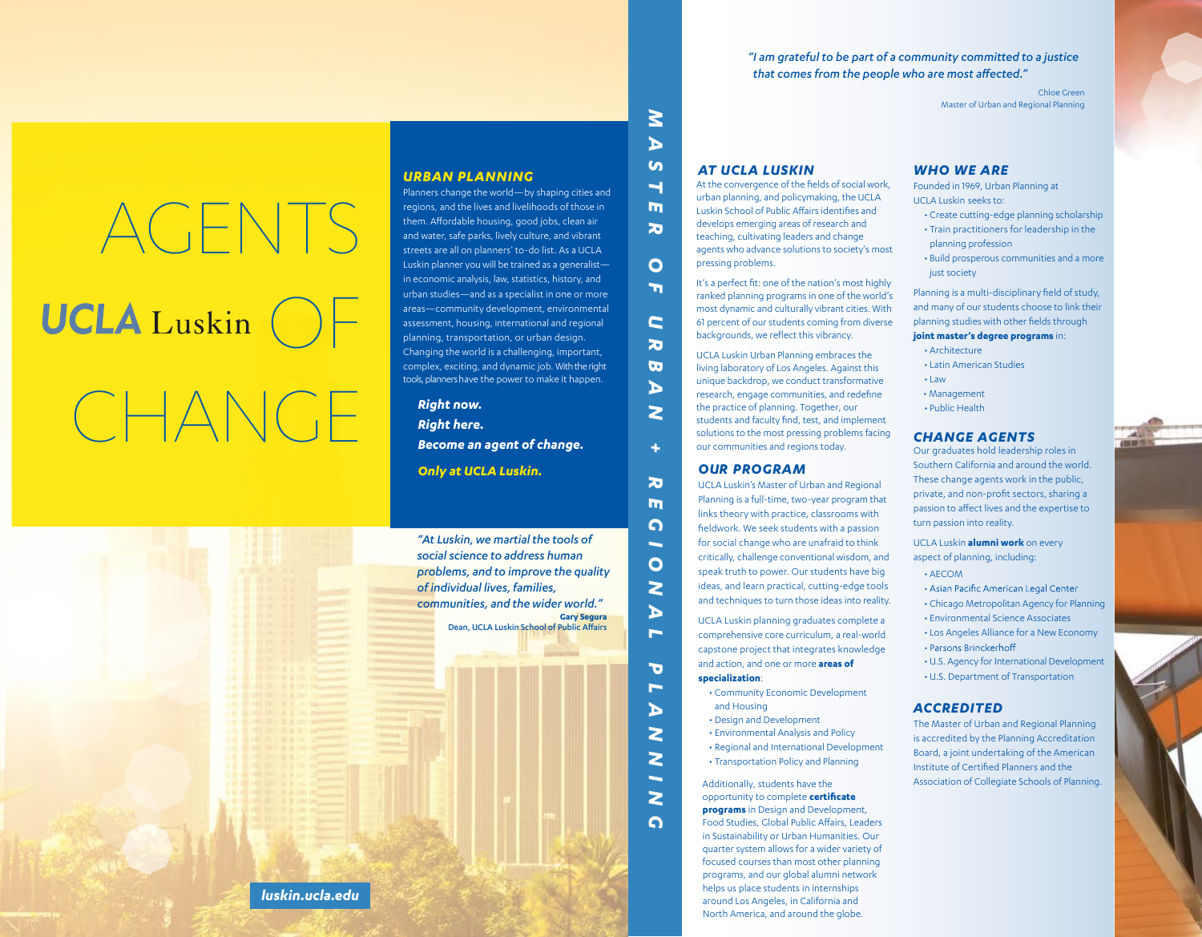# AGENTS OF CHANGE

**UCLA** Luskin

## URBAN PLANNING

Planners change the world—by shaping cities and regions, and the lives and livelihoods of those in them. Affordable housing, good jobs, clean air and water, safe parks, lively culture, and vibrant streets are all on planners' to-do list. As a UCLA Luskin planner you will be trained as a generalist—in economic analysis, law, statistics, history, and urban studies—and as a specialist in one or more areas—community development, environmental assessment, housing, international and regional planning, transportation, or urban design. Changing the world is a challenging, important, complex, exciting, and dynamic job. With the right tools, planners have the power to make it happen.

***Right now.***
***Right here.***
***Become an agent of change.***

***Only at UCLA Luskin.***

*"At Luskin, we martial the tools of social science to address human problems, and to improve the quality of individual lives, families, communities, and the wider world."*

**Gary Segura**
Dean, UCLA Luskin School of Public Affairs

luskin.ucla.edu

# MASTER OF URBAN + REGIONAL PLANNING

*"I am grateful to be part of a community committed to a justice that comes from the people who are most affected."*

Chloe Green
Master of Urban and Regional Planning

## AT UCLA LUSKIN

At the convergence of the fields of social work, urban planning, and policymaking, the UCLA Luskin School of Public Affairs identifies and develops emerging areas of research and teaching, cultivating leaders and change agents who advance solutions to society's most pressing problems.

It's a perfect fit: one of the nation's most highly ranked planning programs in one of the world's most dynamic and culturally vibrant cities. With 61 percent of our students coming from diverse backgrounds, we reflect this vibrancy.

UCLA Luskin Urban Planning embraces the living laboratory of Los Angeles. Against this unique backdrop, we conduct transformative research, engage communities, and redefine the practice of planning. Together, our students and faculty find, test, and implement solutions to the most pressing problems facing our communities and regions today.

## OUR PROGRAM

UCLA Luskin's Master of Urban and Regional Planning is a full-time, two-year program that links theory with practice, classrooms with fieldwork. We seek students with a passion for social change who are unafraid to think critically, challenge conventional wisdom, and speak truth to power. Our students have big ideas, and learn practical, cutting-edge tools and techniques to turn those ideas into reality.

UCLA Luskin planning graduates complete a comprehensive core curriculum, a real-world capstone project that integrates knowledge and action, and one or more **areas of specialization**:

- Community Economic Development and Housing
- Design and Development
- Environmental Analysis and Policy
- Regional and International Development
- Transportation Policy and Planning

Additionally, students have the opportunity to complete **certificate programs** in Design and Development, Food Studies, Global Public Affairs, Leaders in Sustainability or Urban Humanities. Our quarter system allows for a wider variety of focused courses than most other planning programs, and our global alumni network helps us place students in internships around Los Angeles, in California and North America, and around the globe.

## WHO WE ARE

Founded in 1969, Urban Planning at UCLA Luskin seeks to:

- Create cutting-edge planning scholarship
- Train practitioners for leadership in the planning profession
- Build prosperous communities and a more just society

Planning is a multi-disciplinary field of study, and many of our students choose to link their planning studies with other fields through **joint master's degree programs** in:

- Architecture
- Latin American Studies
- Law
- Management
- Public Health

## CHANGE AGENTS

Our graduates hold leadership roles in Southern California and around the world. These change agents work in the public, private, and non-profit sectors, sharing a passion to affect lives and the expertise to turn passion into reality.

UCLA Luskin **alumni work** on every aspect of planning, including:

- AECOM
- Asian Pacific American Legal Center
- Chicago Metropolitan Agency for Planning
- Environmental Science Associates
- Los Angeles Alliance for a New Economy
- Parsons Brinckerhoff
- U.S. Agency for International Development
- U.S. Department of Transportation

## ACCREDITED

The Master of Urban and Regional Planning is accredited by the Planning Accreditation Board, a joint undertaking of the American Institute of Certified Planners and the Association of Collegiate Schools of Planning.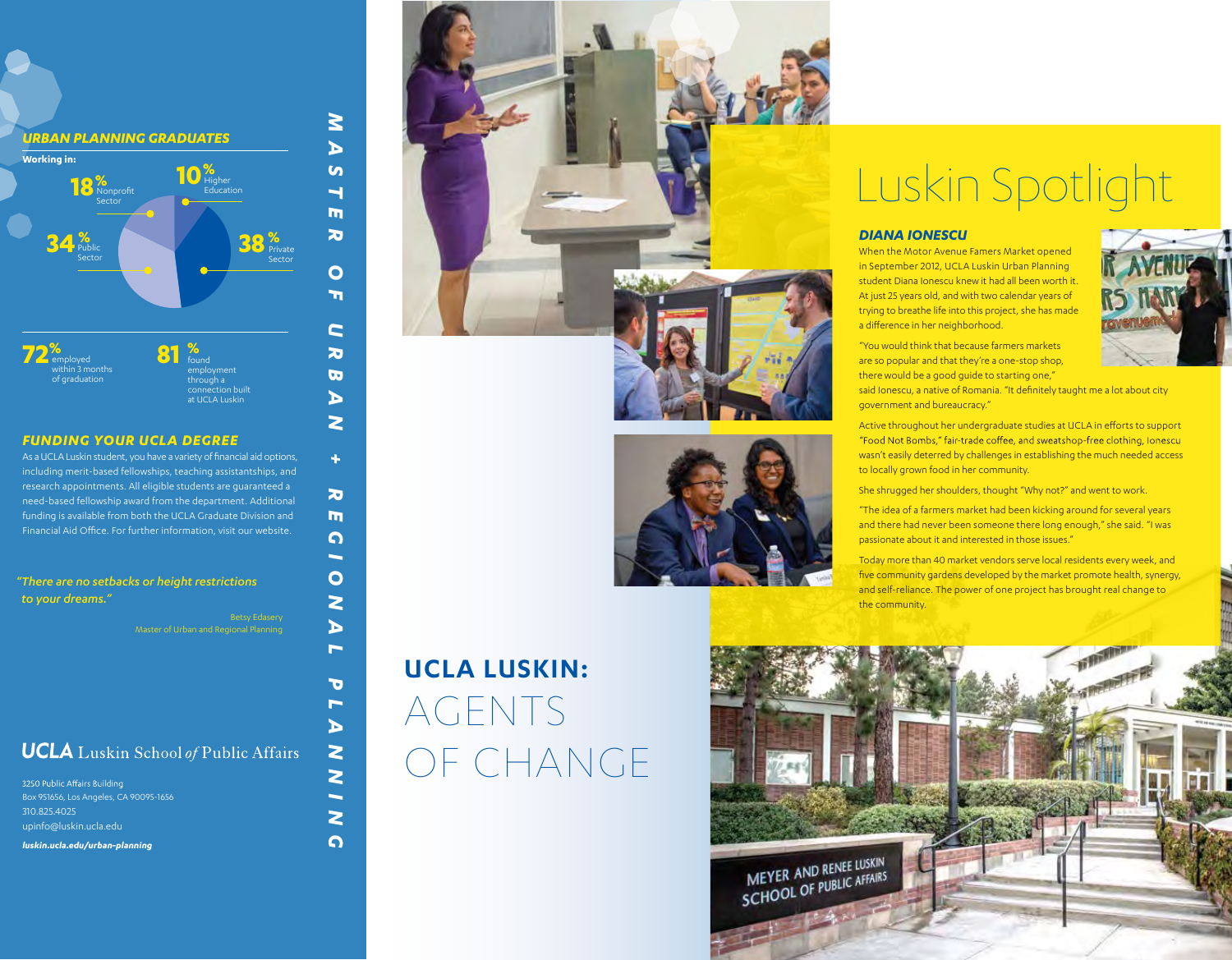## URBAN PLANNING GRADUATES

**Working in:**

18% Nonprofit Sector

10% Higher Education

34% Public Sector

38% Private Sector

72% employed within 3 months of graduation

81% found employment through a connection built at UCLA Luskin

## FUNDING YOUR UCLA DEGREE

As a UCLA Luskin student, you have a variety of financial aid options, including merit-based fellowships, teaching assistantships, and research appointments. All eligible students are guaranteed a need-based fellowship award from the department. Additional funding is available from both the UCLA Graduate Division and Financial Aid Office. For further information, visit our website.

*"There are no setbacks or height restrictions to your dreams."*

Betsy Edasery
Master of Urban and Regional Planning

**UCLA** Luskin School *of* Public Affairs

3250 Public Affairs Building
Box 951656, Los Angeles, CA 90095-1656
310.825.4025
upinfo@luskin.ucla.edu

***luskin.ucla.edu/urban-planning***

MASTER OF URBAN + REGIONAL PLANNING

# Luskin Spotlight

### *DIANA IONESCU*

When the Motor Avenue Famers Market opened in September 2012, UCLA Luskin Urban Planning student Diana Ionescu knew it had all been worth it. At just 25 years old, and with two calendar years of trying to breathe life into this project, she has made a difference in her neighborhood.

"You would think that because farmers markets are so popular and that they're a one-stop shop, there would be a good guide to starting one," said Ionescu, a native of Romania. "It definitely taught me a lot about city government and bureaucracy."

Active throughout her undergraduate studies at UCLA in efforts to support "Food Not Bombs," fair-trade coffee, and sweatshop-free clothing, Ionescu wasn't easily deterred by challenges in establishing the much needed access to locally grown food in her community.

She shrugged her shoulders, thought "Why not?" and went to work.

"The idea of a farmers market had been kicking around for several years and there had never been someone there long enough," she said. "I was passionate about it and interested in those issues."

Today more than 40 market vendors serve local residents every week, and five community gardens developed by the market promote health, synergy, and self-reliance. The power of one project has brought real change to the community.

# UCLA LUSKIN:
# AGENTS OF CHANGE